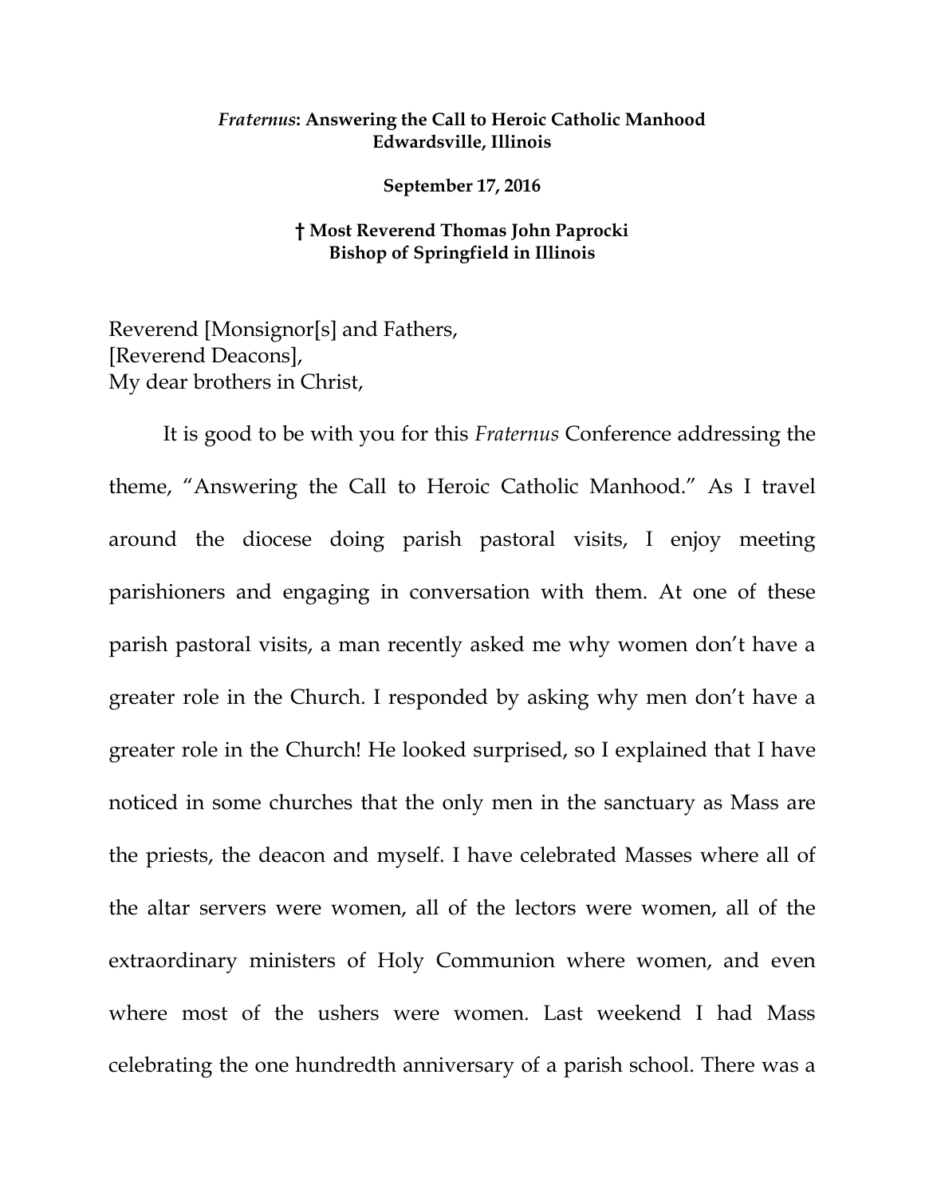***Fraternus*: Answering the Call to Heroic Catholic Manhood**
**Edwardsville, Illinois**

**September 17, 2016**

**† Most Reverend Thomas John Paprocki**
**Bishop of Springfield in Illinois**

Reverend [Monsignor[s] and Fathers,
[Reverend Deacons],
My dear brothers in Christ,

It is good to be with you for this *Fraternus* Conference addressing the theme, "Answering the Call to Heroic Catholic Manhood." As I travel around the diocese doing parish pastoral visits, I enjoy meeting parishioners and engaging in conversation with them. At one of these parish pastoral visits, a man recently asked me why women don't have a greater role in the Church. I responded by asking why men don't have a greater role in the Church! He looked surprised, so I explained that I have noticed in some churches that the only men in the sanctuary as Mass are the priests, the deacon and myself. I have celebrated Masses where all of the altar servers were women, all of the lectors were women, all of the extraordinary ministers of Holy Communion where women, and even where most of the ushers were women. Last weekend I had Mass celebrating the one hundredth anniversary of a parish school. There was a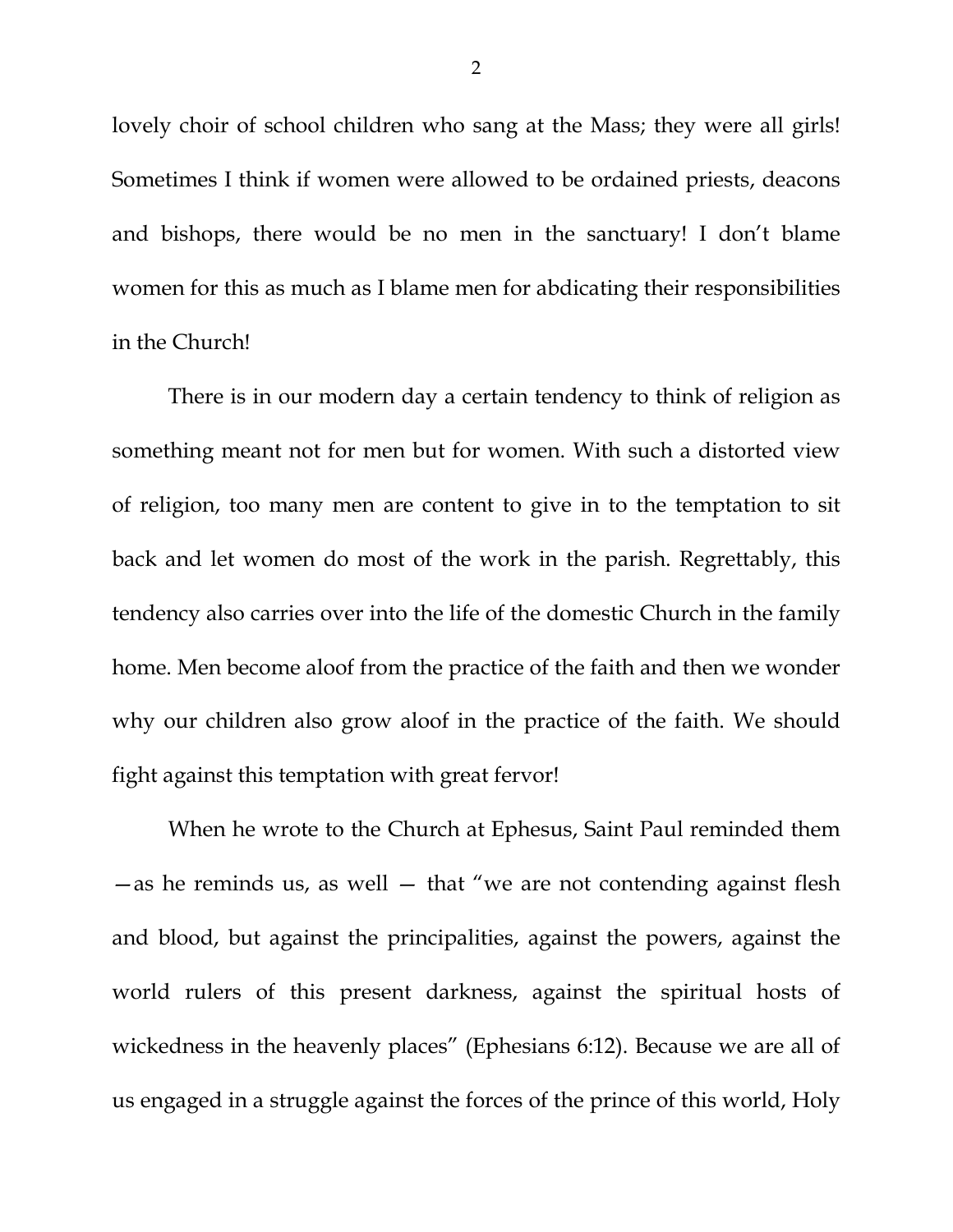lovely choir of school children who sang at the Mass; they were all girls! Sometimes I think if women were allowed to be ordained priests, deacons and bishops, there would be no men in the sanctuary! I don't blame women for this as much as I blame men for abdicating their responsibilities in the Church!

There is in our modern day a certain tendency to think of religion as something meant not for men but for women. With such a distorted view of religion, too many men are content to give in to the temptation to sit back and let women do most of the work in the parish. Regrettably, this tendency also carries over into the life of the domestic Church in the family home. Men become aloof from the practice of the faith and then we wonder why our children also grow aloof in the practice of the faith. We should fight against this temptation with great fervor!

When he wrote to the Church at Ephesus, Saint Paul reminded them —as he reminds us, as well — that "we are not contending against flesh and blood, but against the principalities, against the powers, against the world rulers of this present darkness, against the spiritual hosts of wickedness in the heavenly places" (Ephesians 6:12). Because we are all of us engaged in a struggle against the forces of the prince of this world, Holy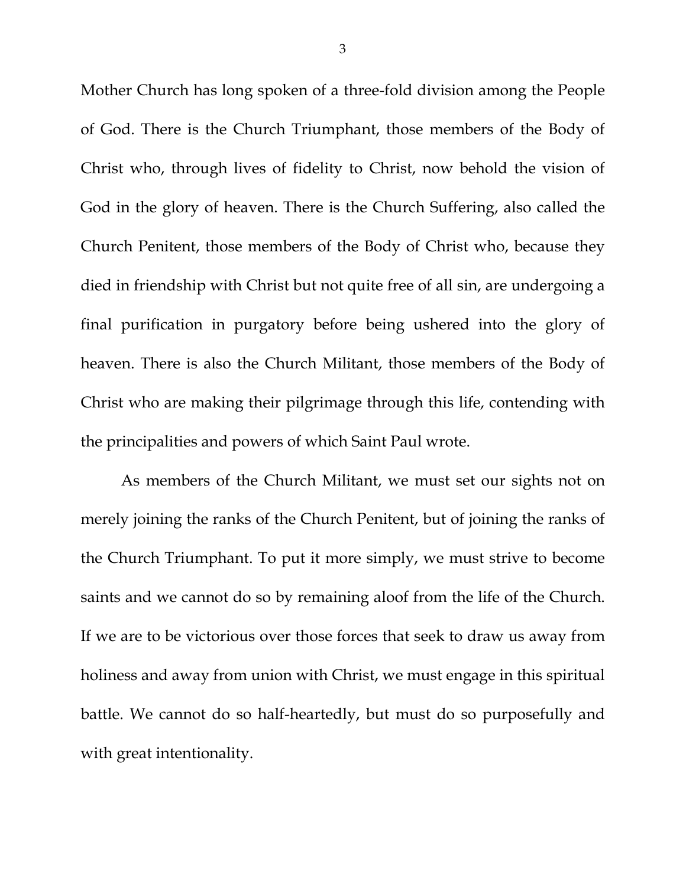Mother Church has long spoken of a three-fold division among the People of God. There is the Church Triumphant, those members of the Body of Christ who, through lives of fidelity to Christ, now behold the vision of God in the glory of heaven. There is the Church Suffering, also called the Church Penitent, those members of the Body of Christ who, because they died in friendship with Christ but not quite free of all sin, are undergoing a final purification in purgatory before being ushered into the glory of heaven. There is also the Church Militant, those members of the Body of Christ who are making their pilgrimage through this life, contending with the principalities and powers of which Saint Paul wrote.

As members of the Church Militant, we must set our sights not on merely joining the ranks of the Church Penitent, but of joining the ranks of the Church Triumphant. To put it more simply, we must strive to become saints and we cannot do so by remaining aloof from the life of the Church. If we are to be victorious over those forces that seek to draw us away from holiness and away from union with Christ, we must engage in this spiritual battle. We cannot do so half-heartedly, but must do so purposefully and with great intentionality.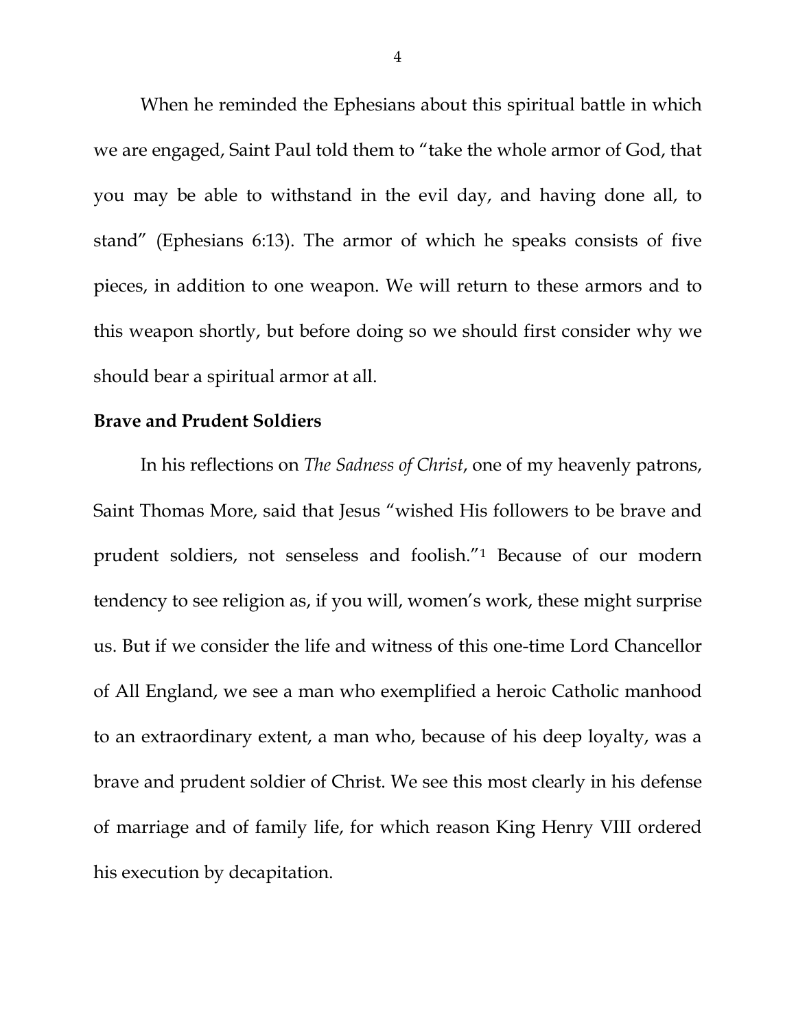When he reminded the Ephesians about this spiritual battle in which we are engaged, Saint Paul told them to "take the whole armor of God, that you may be able to withstand in the evil day, and having done all, to stand" (Ephesians 6:13). The armor of which he speaks consists of five pieces, in addition to one weapon. We will return to these armors and to this weapon shortly, but before doing so we should first consider why we should bear a spiritual armor at all.

**Brave and Prudent Soldiers**

In his reflections on *The Sadness of Christ*, one of my heavenly patrons, Saint Thomas More, said that Jesus "wished His followers to be brave and prudent soldiers, not senseless and foolish."[1] Because of our modern tendency to see religion as, if you will, women's work, these might surprise us. But if we consider the life and witness of this one-time Lord Chancellor of All England, we see a man who exemplified a heroic Catholic manhood to an extraordinary extent, a man who, because of his deep loyalty, was a brave and prudent soldier of Christ. We see this most clearly in his defense of marriage and of family life, for which reason King Henry VIII ordered his execution by decapitation.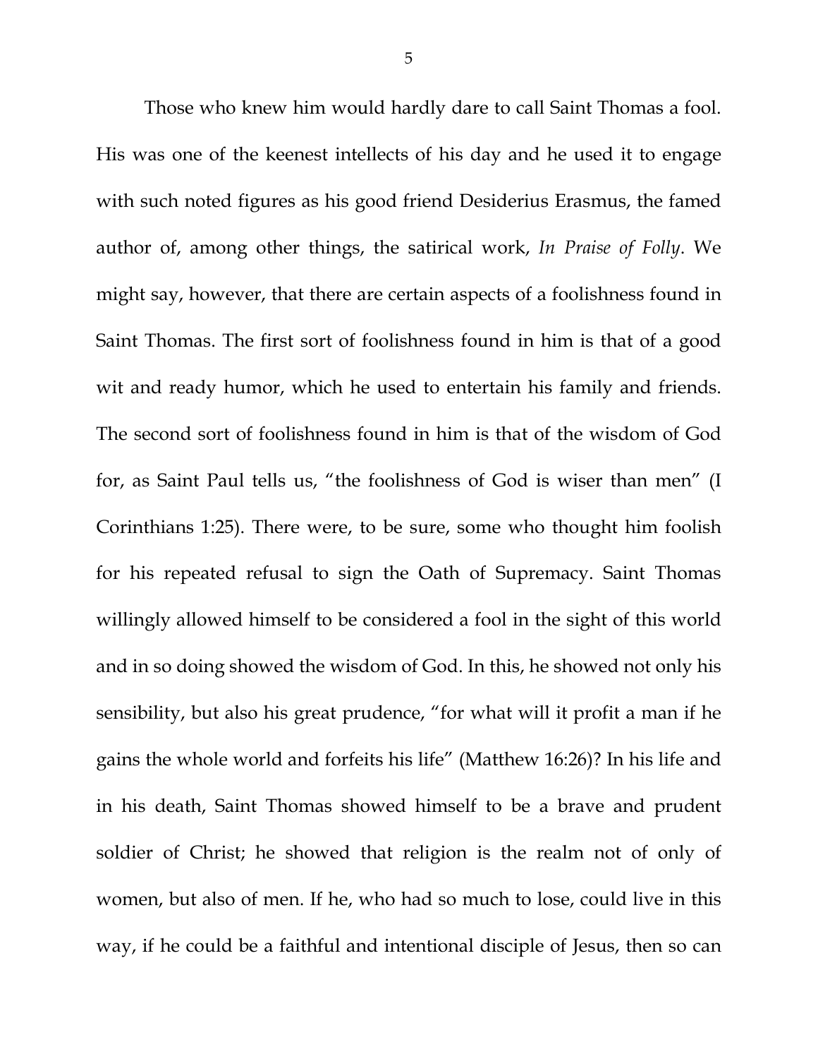Those who knew him would hardly dare to call Saint Thomas a fool. His was one of the keenest intellects of his day and he used it to engage with such noted figures as his good friend Desiderius Erasmus, the famed author of, among other things, the satirical work, *In Praise of Folly*. We might say, however, that there are certain aspects of a foolishness found in Saint Thomas. The first sort of foolishness found in him is that of a good wit and ready humor, which he used to entertain his family and friends. The second sort of foolishness found in him is that of the wisdom of God for, as Saint Paul tells us, "the foolishness of God is wiser than men" (I Corinthians 1:25). There were, to be sure, some who thought him foolish for his repeated refusal to sign the Oath of Supremacy. Saint Thomas willingly allowed himself to be considered a fool in the sight of this world and in so doing showed the wisdom of God. In this, he showed not only his sensibility, but also his great prudence, "for what will it profit a man if he gains the whole world and forfeits his life" (Matthew 16:26)? In his life and in his death, Saint Thomas showed himself to be a brave and prudent soldier of Christ; he showed that religion is the realm not of only of women, but also of men. If he, who had so much to lose, could live in this way, if he could be a faithful and intentional disciple of Jesus, then so can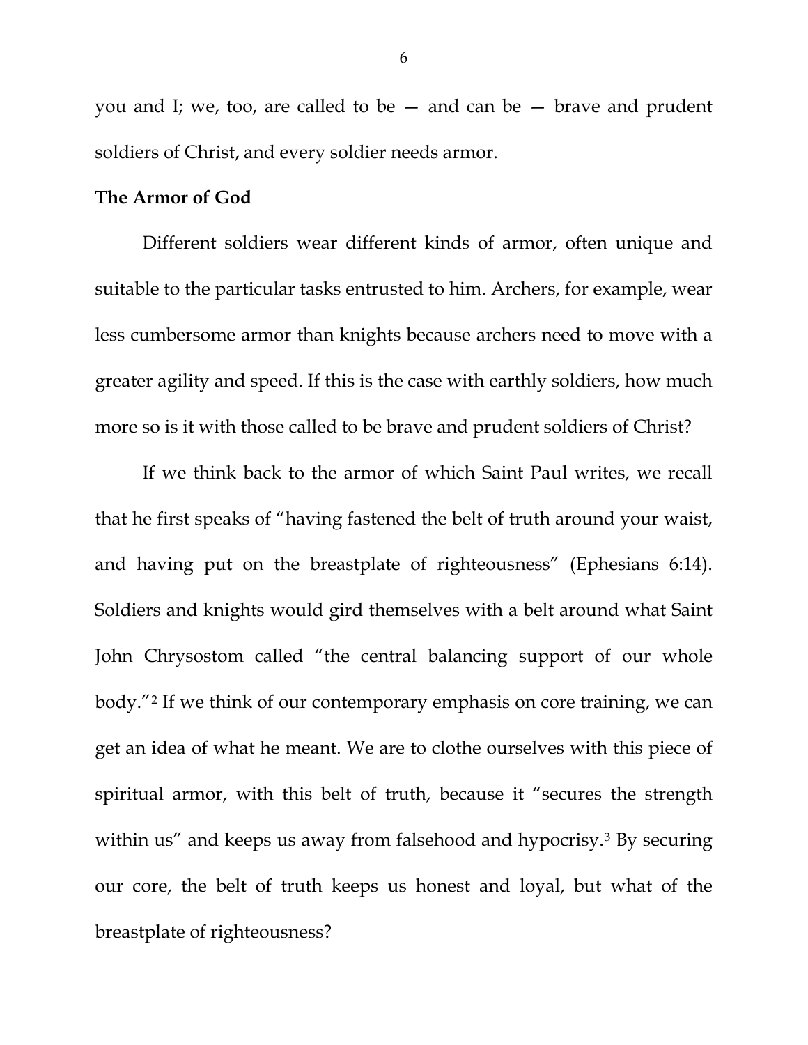you and I; we, too, are called to be — and can be — brave and prudent soldiers of Christ, and every soldier needs armor.

**The Armor of God**

Different soldiers wear different kinds of armor, often unique and suitable to the particular tasks entrusted to him. Archers, for example, wear less cumbersome armor than knights because archers need to move with a greater agility and speed. If this is the case with earthly soldiers, how much more so is it with those called to be brave and prudent soldiers of Christ?

If we think back to the armor of which Saint Paul writes, we recall that he first speaks of "having fastened the belt of truth around your waist, and having put on the breastplate of righteousness" (Ephesians 6:14). Soldiers and knights would gird themselves with a belt around what Saint John Chrysostom called "the central balancing support of our whole body."[2] If we think of our contemporary emphasis on core training, we can get an idea of what he meant. We are to clothe ourselves with this piece of spiritual armor, with this belt of truth, because it "secures the strength within us" and keeps us away from falsehood and hypocrisy.[3] By securing our core, the belt of truth keeps us honest and loyal, but what of the breastplate of righteousness?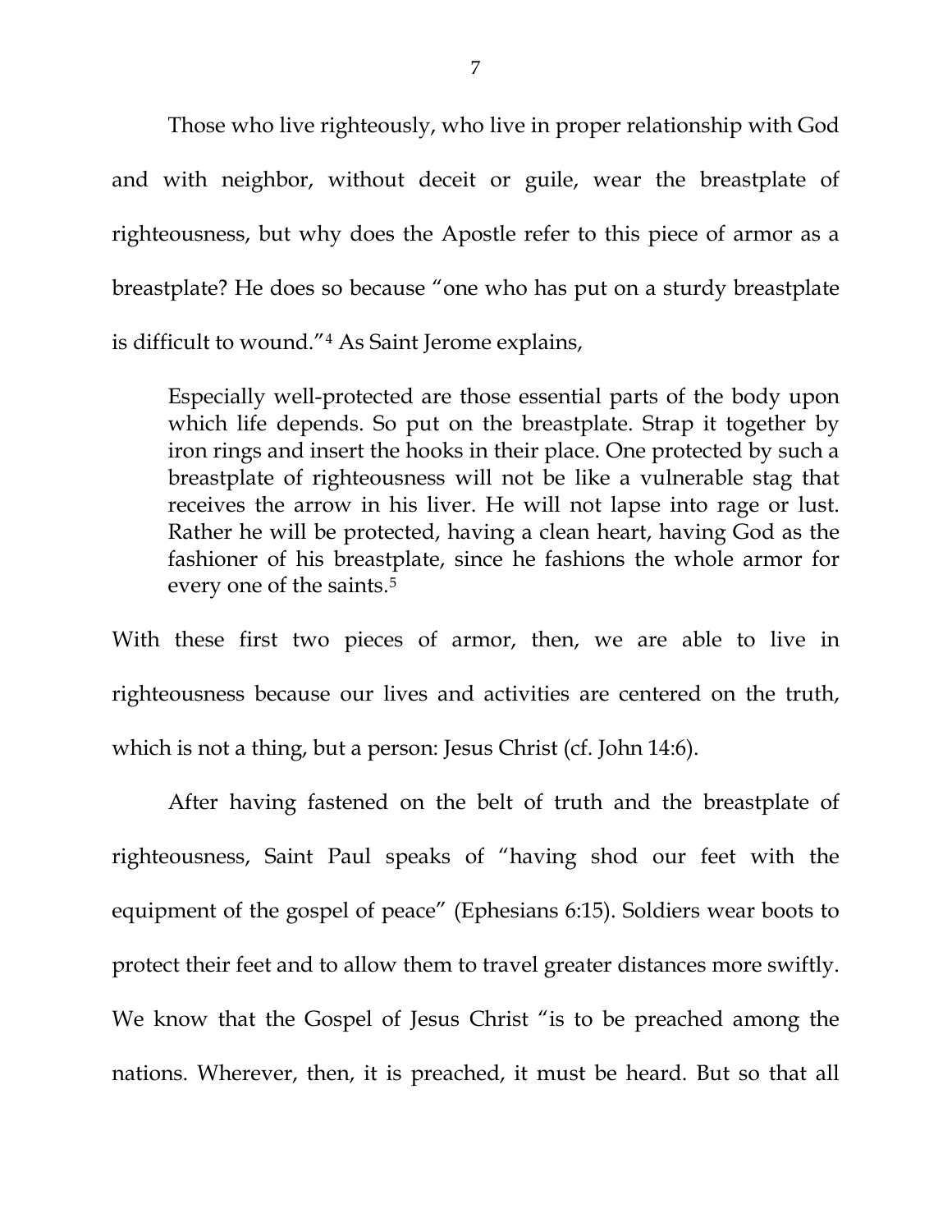Those who live righteously, who live in proper relationship with God and with neighbor, without deceit or guile, wear the breastplate of righteousness, but why does the Apostle refer to this piece of armor as a breastplate? He does so because "one who has put on a sturdy breastplate is difficult to wound."[4] As Saint Jerome explains,

> Especially well-protected are those essential parts of the body upon which life depends. So put on the breastplate. Strap it together by iron rings and insert the hooks in their place. One protected by such a breastplate of righteousness will not be like a vulnerable stag that receives the arrow in his liver. He will not lapse into rage or lust. Rather he will be protected, having a clean heart, having God as the fashioner of his breastplate, since he fashions the whole armor for every one of the saints.[5]

With these first two pieces of armor, then, we are able to live in righteousness because our lives and activities are centered on the truth, which is not a thing, but a person: Jesus Christ (cf. John 14:6).

After having fastened on the belt of truth and the breastplate of righteousness, Saint Paul speaks of "having shod our feet with the equipment of the gospel of peace" (Ephesians 6:15). Soldiers wear boots to protect their feet and to allow them to travel greater distances more swiftly. We know that the Gospel of Jesus Christ "is to be preached among the nations. Wherever, then, it is preached, it must be heard. But so that all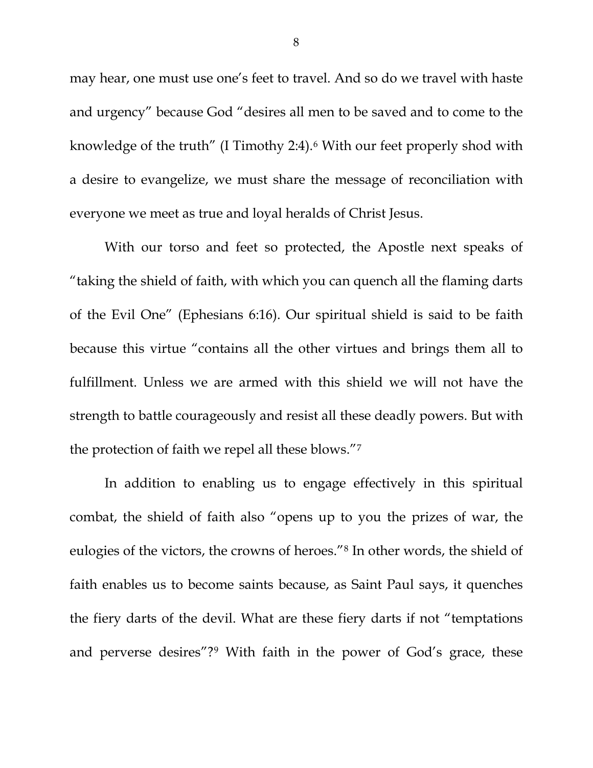may hear, one must use one's feet to travel. And so do we travel with haste and urgency" because God "desires all men to be saved and to come to the knowledge of the truth" (I Timothy 2:4).[6] With our feet properly shod with a desire to evangelize, we must share the message of reconciliation with everyone we meet as true and loyal heralds of Christ Jesus.

With our torso and feet so protected, the Apostle next speaks of "taking the shield of faith, with which you can quench all the flaming darts of the Evil One" (Ephesians 6:16). Our spiritual shield is said to be faith because this virtue "contains all the other virtues and brings them all to fulfillment. Unless we are armed with this shield we will not have the strength to battle courageously and resist all these deadly powers. But with the protection of faith we repel all these blows."[7]

In addition to enabling us to engage effectively in this spiritual combat, the shield of faith also "opens up to you the prizes of war, the eulogies of the victors, the crowns of heroes."[8] In other words, the shield of faith enables us to become saints because, as Saint Paul says, it quenches the fiery darts of the devil. What are these fiery darts if not "temptations and perverse desires"?[9] With faith in the power of God's grace, these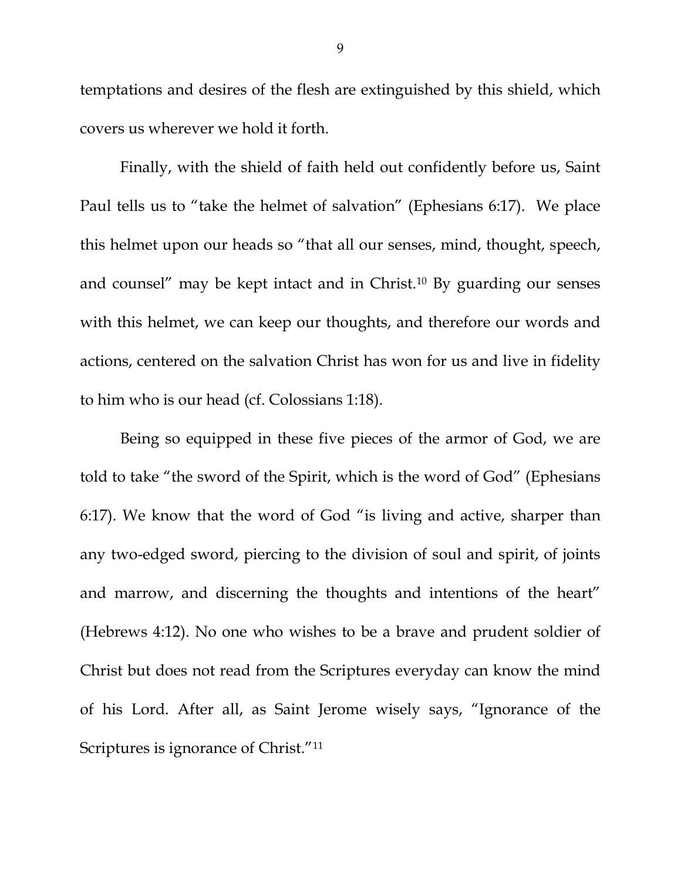temptations and desires of the flesh are extinguished by this shield, which covers us wherever we hold it forth.

Finally, with the shield of faith held out confidently before us, Saint Paul tells us to "take the helmet of salvation" (Ephesians 6:17). We place this helmet upon our heads so "that all our senses, mind, thought, speech, and counsel" may be kept intact and in Christ.[10] By guarding our senses with this helmet, we can keep our thoughts, and therefore our words and actions, centered on the salvation Christ has won for us and live in fidelity to him who is our head (cf. Colossians 1:18).

Being so equipped in these five pieces of the armor of God, we are told to take "the sword of the Spirit, which is the word of God" (Ephesians 6:17). We know that the word of God "is living and active, sharper than any two-edged sword, piercing to the division of soul and spirit, of joints and marrow, and discerning the thoughts and intentions of the heart" (Hebrews 4:12). No one who wishes to be a brave and prudent soldier of Christ but does not read from the Scriptures everyday can know the mind of his Lord. After all, as Saint Jerome wisely says, "Ignorance of the Scriptures is ignorance of Christ."[11]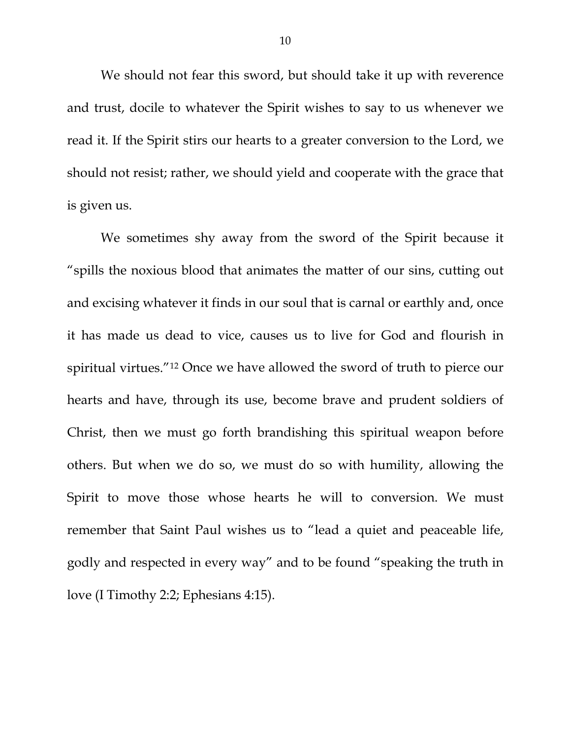We should not fear this sword, but should take it up with reverence and trust, docile to whatever the Spirit wishes to say to us whenever we read it. If the Spirit stirs our hearts to a greater conversion to the Lord, we should not resist; rather, we should yield and cooperate with the grace that is given us.

We sometimes shy away from the sword of the Spirit because it "spills the noxious blood that animates the matter of our sins, cutting out and excising whatever it finds in our soul that is carnal or earthly and, once it has made us dead to vice, causes us to live for God and flourish in spiritual virtues."[12] Once we have allowed the sword of truth to pierce our hearts and have, through its use, become brave and prudent soldiers of Christ, then we must go forth brandishing this spiritual weapon before others. But when we do so, we must do so with humility, allowing the Spirit to move those whose hearts he will to conversion. We must remember that Saint Paul wishes us to "lead a quiet and peaceable life, godly and respected in every way" and to be found "speaking the truth in love (I Timothy 2:2; Ephesians 4:15).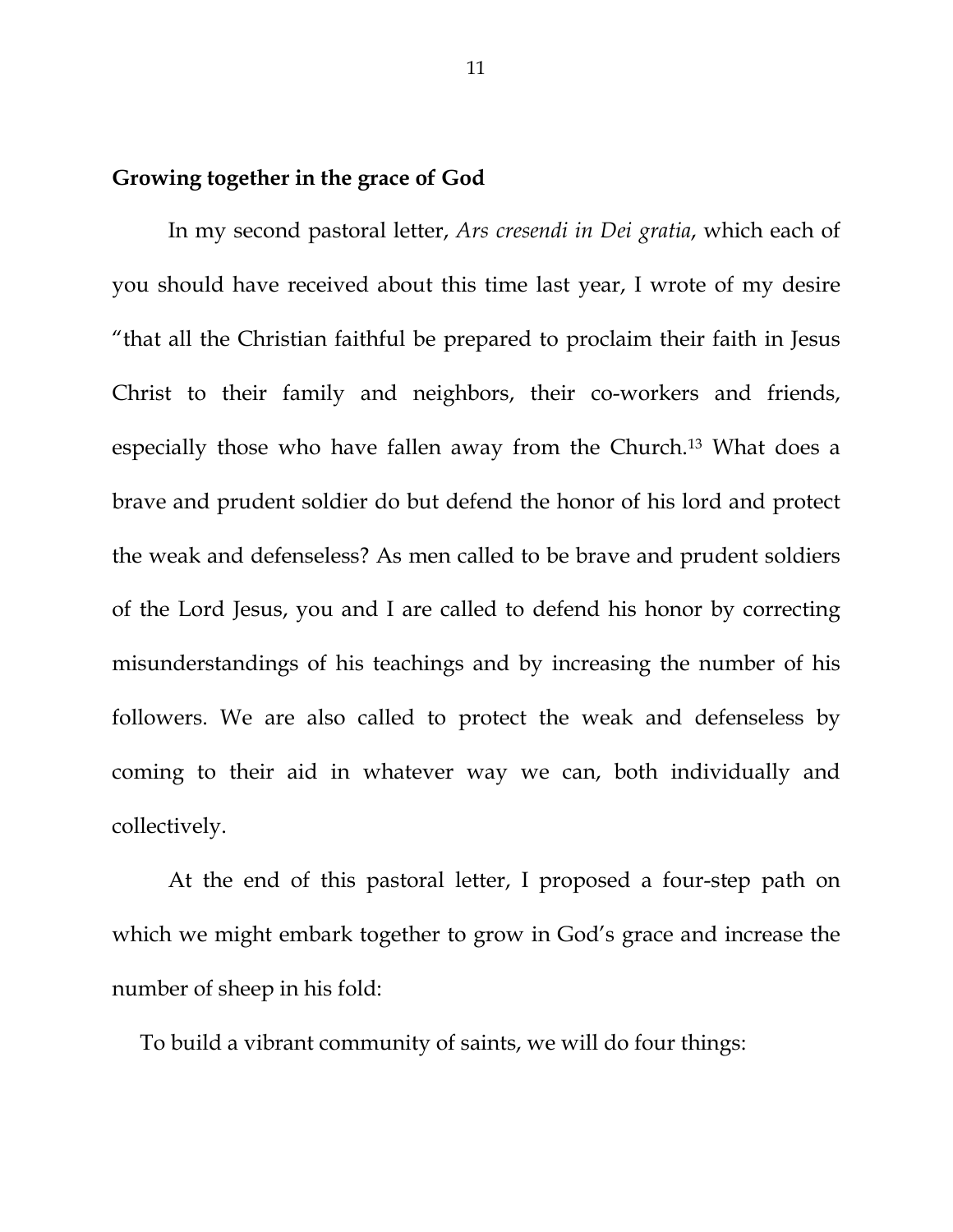**Growing together in the grace of God**

In my second pastoral letter, *Ars cresendi in Dei gratia*, which each of you should have received about this time last year, I wrote of my desire "that all the Christian faithful be prepared to proclaim their faith in Jesus Christ to their family and neighbors, their co-workers and friends, especially those who have fallen away from the Church.[13] What does a brave and prudent soldier do but defend the honor of his lord and protect the weak and defenseless? As men called to be brave and prudent soldiers of the Lord Jesus, you and I are called to defend his honor by correcting misunderstandings of his teachings and by increasing the number of his followers. We are also called to protect the weak and defenseless by coming to their aid in whatever way we can, both individually and collectively.

At the end of this pastoral letter, I proposed a four-step path on which we might embark together to grow in God's grace and increase the number of sheep in his fold:

To build a vibrant community of saints, we will do four things: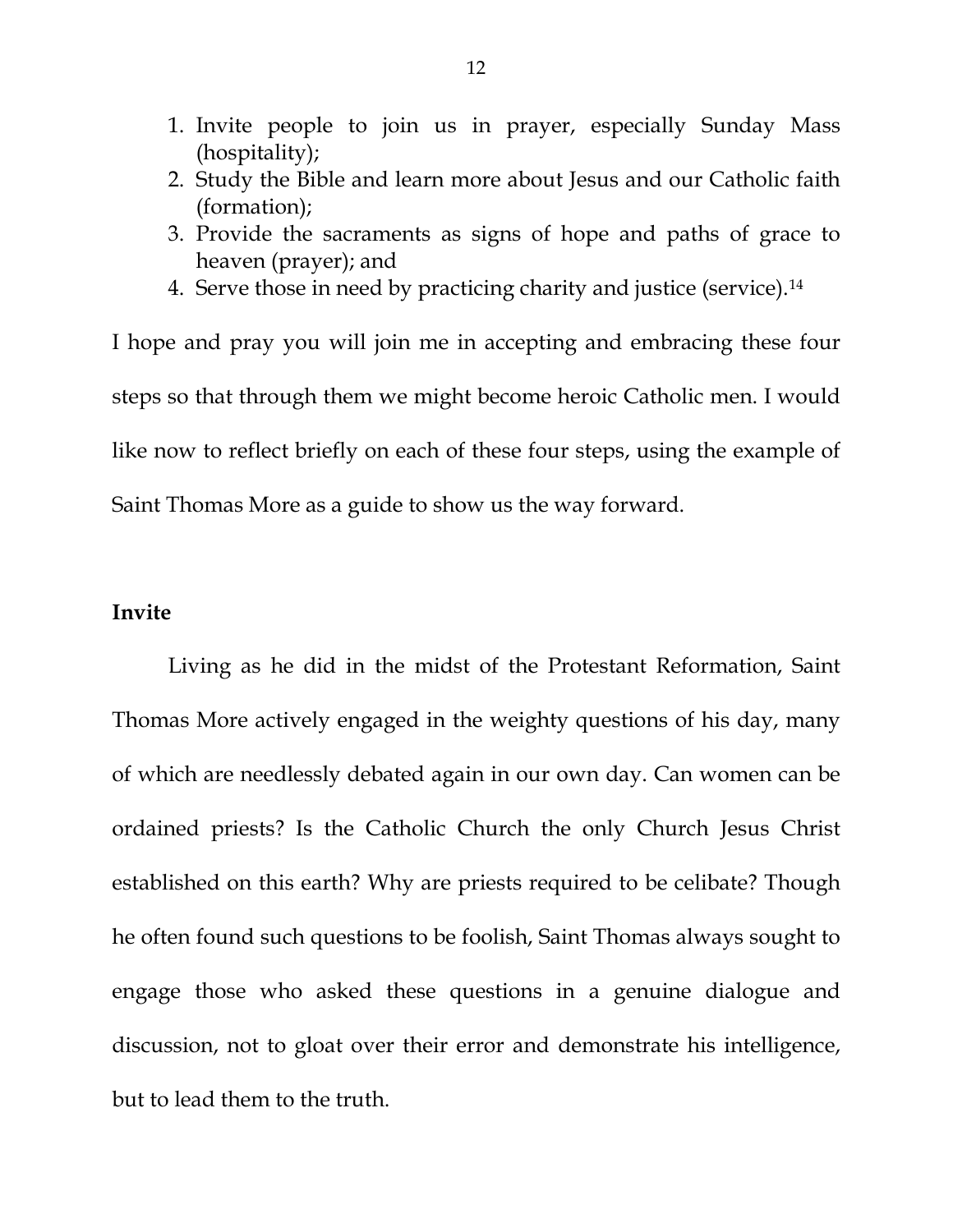1. Invite people to join us in prayer, especially Sunday Mass (hospitality);
2. Study the Bible and learn more about Jesus and our Catholic faith (formation);
3. Provide the sacraments as signs of hope and paths of grace to heaven (prayer); and
4. Serve those in need by practicing charity and justice (service).[14]

I hope and pray you will join me in accepting and embracing these four steps so that through them we might become heroic Catholic men. I would like now to reflect briefly on each of these four steps, using the example of Saint Thomas More as a guide to show us the way forward.

**Invite**

Living as he did in the midst of the Protestant Reformation, Saint Thomas More actively engaged in the weighty questions of his day, many of which are needlessly debated again in our own day. Can women can be ordained priests? Is the Catholic Church the only Church Jesus Christ established on this earth? Why are priests required to be celibate? Though he often found such questions to be foolish, Saint Thomas always sought to engage those who asked these questions in a genuine dialogue and discussion, not to gloat over their error and demonstrate his intelligence, but to lead them to the truth.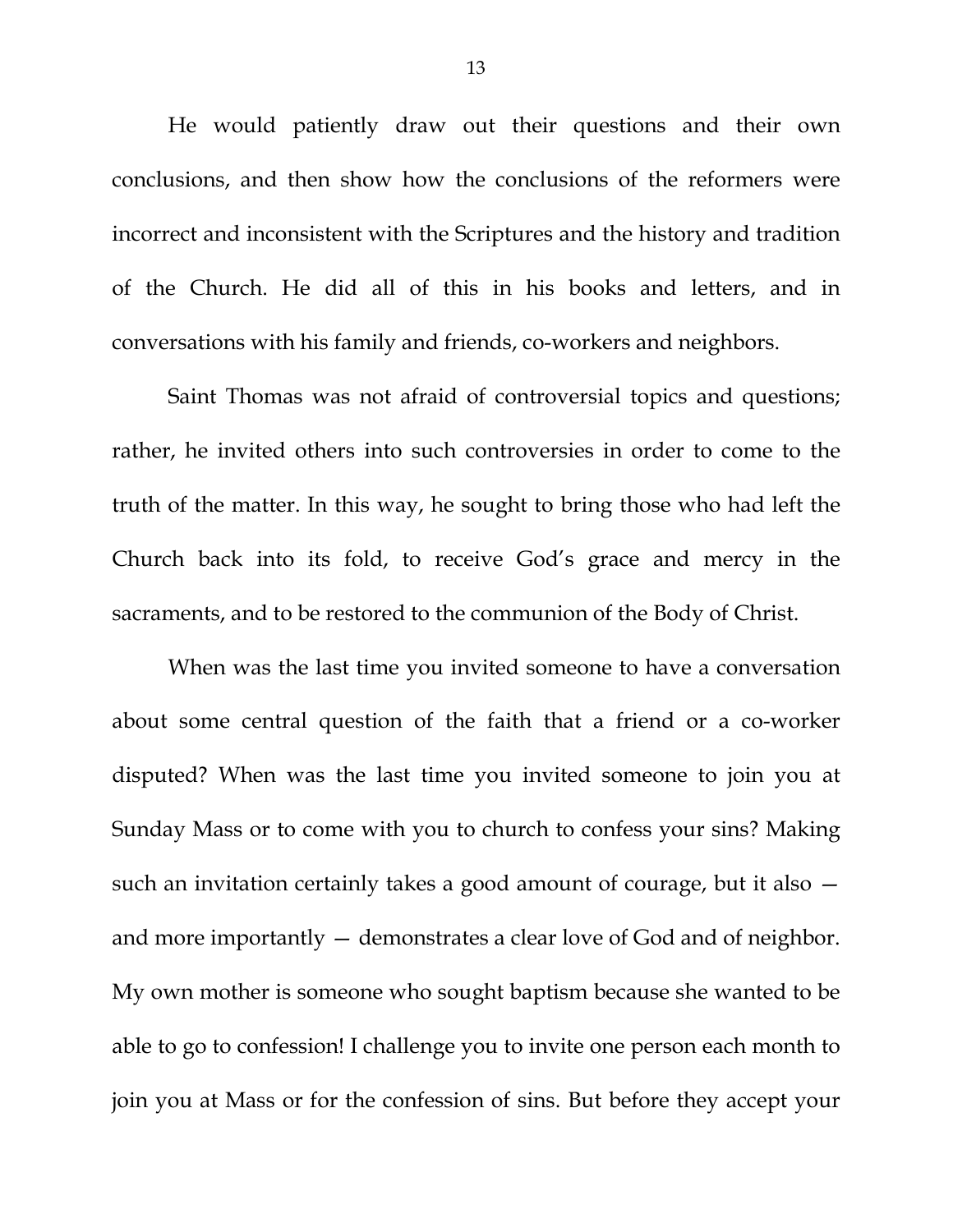He would patiently draw out their questions and their own conclusions, and then show how the conclusions of the reformers were incorrect and inconsistent with the Scriptures and the history and tradition of the Church. He did all of this in his books and letters, and in conversations with his family and friends, co-workers and neighbors.

Saint Thomas was not afraid of controversial topics and questions; rather, he invited others into such controversies in order to come to the truth of the matter. In this way, he sought to bring those who had left the Church back into its fold, to receive God's grace and mercy in the sacraments, and to be restored to the communion of the Body of Christ.

When was the last time you invited someone to have a conversation about some central question of the faith that a friend or a co-worker disputed? When was the last time you invited someone to join you at Sunday Mass or to come with you to church to confess your sins? Making such an invitation certainly takes a good amount of courage, but it also — and more importantly — demonstrates a clear love of God and of neighbor. My own mother is someone who sought baptism because she wanted to be able to go to confession! I challenge you to invite one person each month to join you at Mass or for the confession of sins. But before they accept your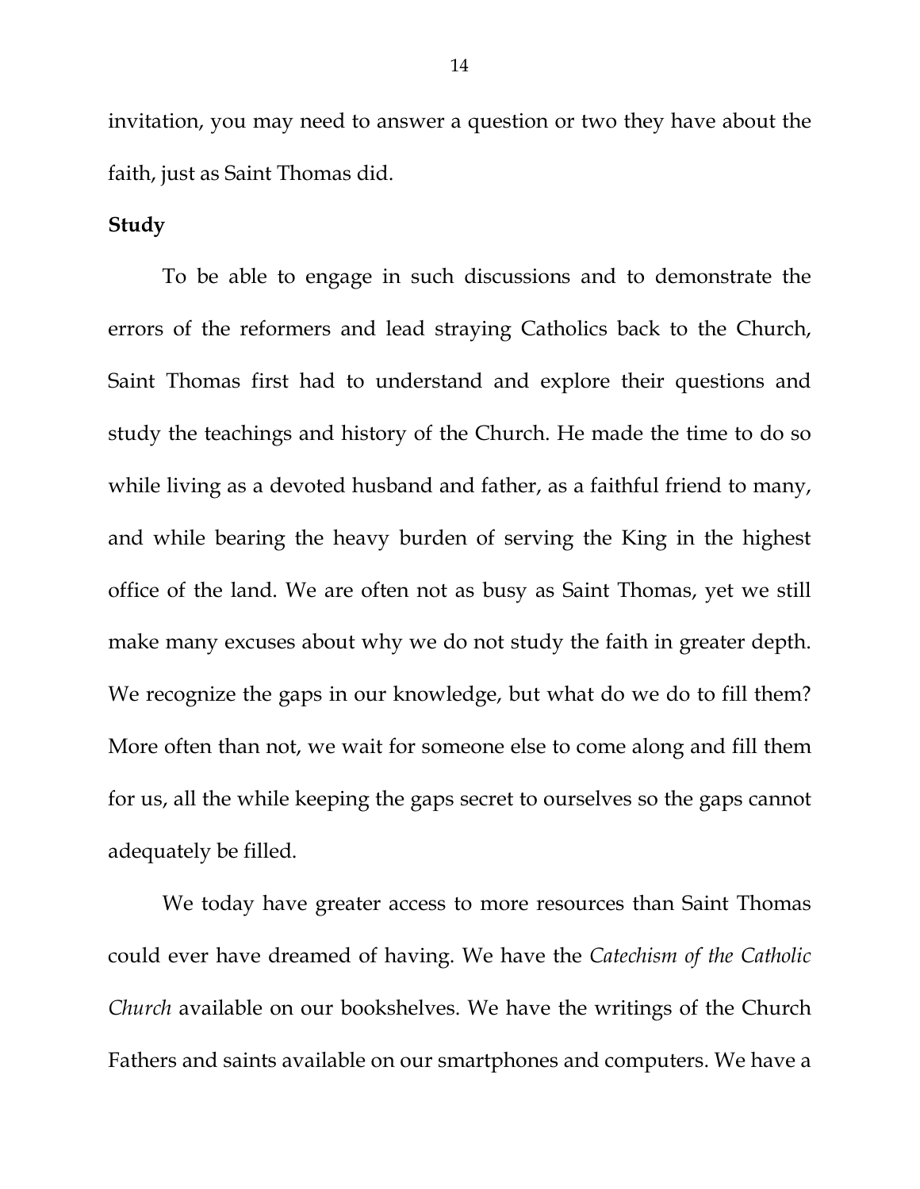invitation, you may need to answer a question or two they have about the faith, just as Saint Thomas did.

**Study**

To be able to engage in such discussions and to demonstrate the errors of the reformers and lead straying Catholics back to the Church, Saint Thomas first had to understand and explore their questions and study the teachings and history of the Church. He made the time to do so while living as a devoted husband and father, as a faithful friend to many, and while bearing the heavy burden of serving the King in the highest office of the land. We are often not as busy as Saint Thomas, yet we still make many excuses about why we do not study the faith in greater depth. We recognize the gaps in our knowledge, but what do we do to fill them? More often than not, we wait for someone else to come along and fill them for us, all the while keeping the gaps secret to ourselves so the gaps cannot adequately be filled.

We today have greater access to more resources than Saint Thomas could ever have dreamed of having. We have the *Catechism of the Catholic Church* available on our bookshelves. We have the writings of the Church Fathers and saints available on our smartphones and computers. We have a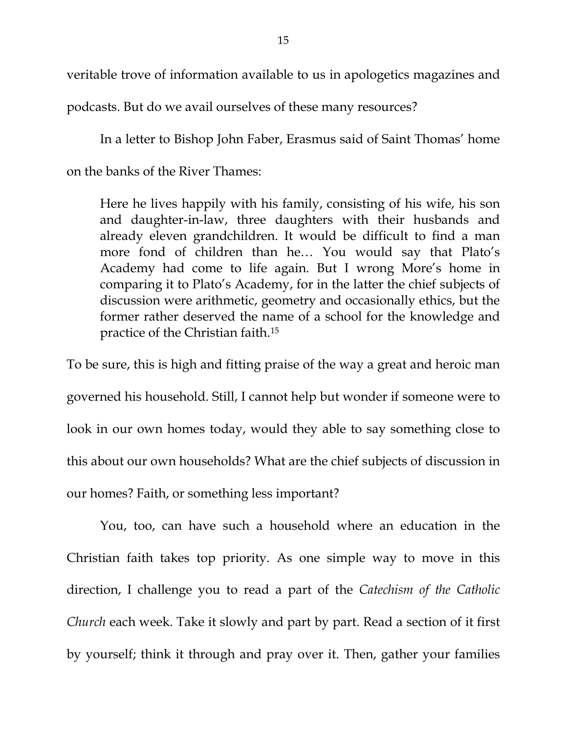veritable trove of information available to us in apologetics magazines and podcasts. But do we avail ourselves of these many resources?

In a letter to Bishop John Faber, Erasmus said of Saint Thomas' home on the banks of the River Thames:

> Here he lives happily with his family, consisting of his wife, his son and daughter-in-law, three daughters with their husbands and already eleven grandchildren. It would be difficult to find a man more fond of children than he… You would say that Plato's Academy had come to life again. But I wrong More's home in comparing it to Plato's Academy, for in the latter the chief subjects of discussion were arithmetic, geometry and occasionally ethics, but the former rather deserved the name of a school for the knowledge and practice of the Christian faith.[15]

To be sure, this is high and fitting praise of the way a great and heroic man governed his household. Still, I cannot help but wonder if someone were to look in our own homes today, would they able to say something close to this about our own households? What are the chief subjects of discussion in our homes? Faith, or something less important?

You, too, can have such a household where an education in the Christian faith takes top priority. As one simple way to move in this direction, I challenge you to read a part of the *Catechism of the Catholic Church* each week. Take it slowly and part by part. Read a section of it first by yourself; think it through and pray over it. Then, gather your families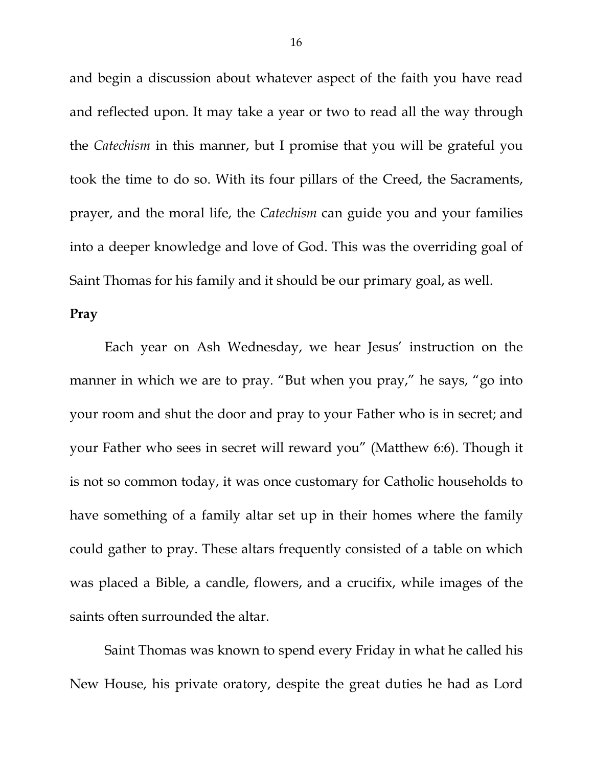and begin a discussion about whatever aspect of the faith you have read and reflected upon. It may take a year or two to read all the way through the *Catechism* in this manner, but I promise that you will be grateful you took the time to do so. With its four pillars of the Creed, the Sacraments, prayer, and the moral life, the *Catechism* can guide you and your families into a deeper knowledge and love of God. This was the overriding goal of Saint Thomas for his family and it should be our primary goal, as well.

**Pray**

Each year on Ash Wednesday, we hear Jesus' instruction on the manner in which we are to pray. "But when you pray," he says, "go into your room and shut the door and pray to your Father who is in secret; and your Father who sees in secret will reward you" (Matthew 6:6). Though it is not so common today, it was once customary for Catholic households to have something of a family altar set up in their homes where the family could gather to pray. These altars frequently consisted of a table on which was placed a Bible, a candle, flowers, and a crucifix, while images of the saints often surrounded the altar.

Saint Thomas was known to spend every Friday in what he called his New House, his private oratory, despite the great duties he had as Lord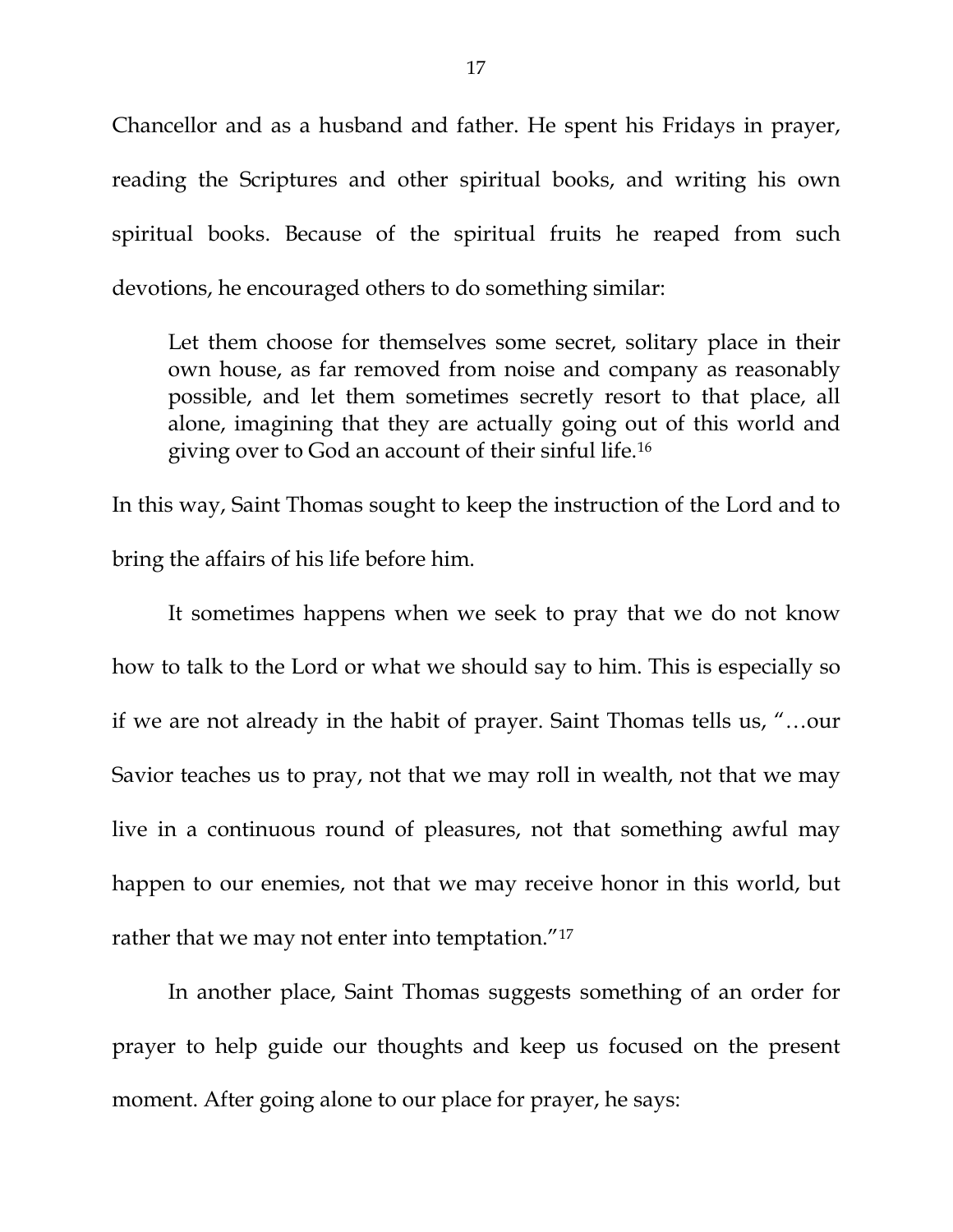Chancellor and as a husband and father. He spent his Fridays in prayer, reading the Scriptures and other spiritual books, and writing his own spiritual books. Because of the spiritual fruits he reaped from such devotions, he encouraged others to do something similar:

> Let them choose for themselves some secret, solitary place in their own house, as far removed from noise and company as reasonably possible, and let them sometimes secretly resort to that place, all alone, imagining that they are actually going out of this world and giving over to God an account of their sinful life.[16]

In this way, Saint Thomas sought to keep the instruction of the Lord and to bring the affairs of his life before him.

It sometimes happens when we seek to pray that we do not know how to talk to the Lord or what we should say to him. This is especially so if we are not already in the habit of prayer. Saint Thomas tells us, "…our Savior teaches us to pray, not that we may roll in wealth, not that we may live in a continuous round of pleasures, not that something awful may happen to our enemies, not that we may receive honor in this world, but rather that we may not enter into temptation."[17]

In another place, Saint Thomas suggests something of an order for prayer to help guide our thoughts and keep us focused on the present moment. After going alone to our place for prayer, he says: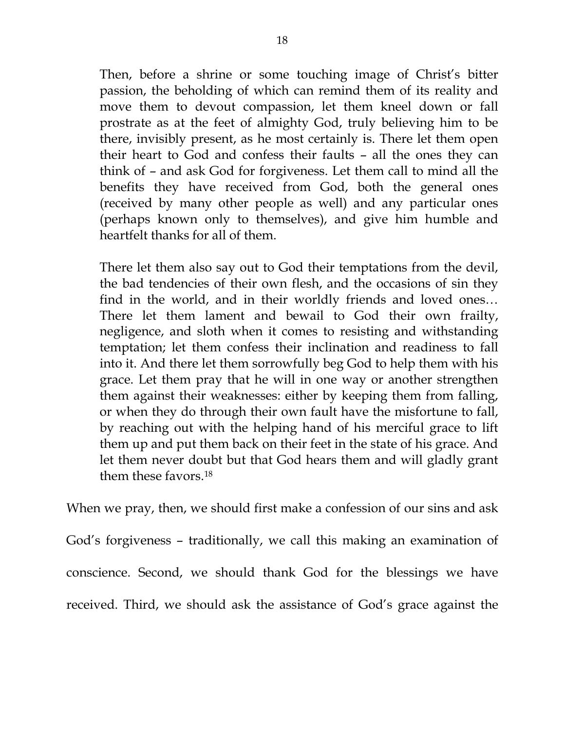> Then, before a shrine or some touching image of Christ's bitter passion, the beholding of which can remind them of its reality and move them to devout compassion, let them kneel down or fall prostrate as at the feet of almighty God, truly believing him to be there, invisibly present, as he most certainly is. There let them open their heart to God and confess their faults – all the ones they can think of – and ask God for forgiveness. Let them call to mind all the benefits they have received from God, both the general ones (received by many other people as well) and any particular ones (perhaps known only to themselves), and give him humble and heartfelt thanks for all of them.
>
> There let them also say out to God their temptations from the devil, the bad tendencies of their own flesh, and the occasions of sin they find in the world, and in their worldly friends and loved ones… There let them lament and bewail to God their own frailty, negligence, and sloth when it comes to resisting and withstanding temptation; let them confess their inclination and readiness to fall into it. And there let them sorrowfully beg God to help them with his grace. Let them pray that he will in one way or another strengthen them against their weaknesses: either by keeping them from falling, or when they do through their own fault have the misfortune to fall, by reaching out with the helping hand of his merciful grace to lift them up and put them back on their feet in the state of his grace. And let them never doubt but that God hears them and will gladly grant them these favors.[18]

When we pray, then, we should first make a confession of our sins and ask God's forgiveness – traditionally, we call this making an examination of conscience. Second, we should thank God for the blessings we have received. Third, we should ask the assistance of God's grace against the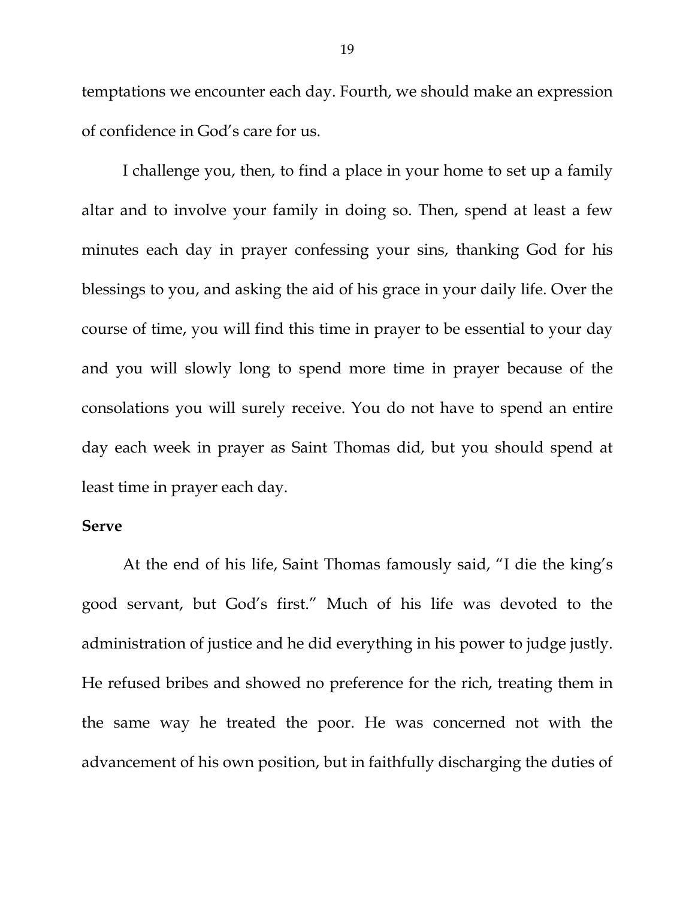temptations we encounter each day. Fourth, we should make an expression of confidence in God's care for us.

I challenge you, then, to find a place in your home to set up a family altar and to involve your family in doing so. Then, spend at least a few minutes each day in prayer confessing your sins, thanking God for his blessings to you, and asking the aid of his grace in your daily life. Over the course of time, you will find this time in prayer to be essential to your day and you will slowly long to spend more time in prayer because of the consolations you will surely receive. You do not have to spend an entire day each week in prayer as Saint Thomas did, but you should spend at least time in prayer each day.

**Serve**

At the end of his life, Saint Thomas famously said, "I die the king's good servant, but God's first." Much of his life was devoted to the administration of justice and he did everything in his power to judge justly. He refused bribes and showed no preference for the rich, treating them in the same way he treated the poor. He was concerned not with the advancement of his own position, but in faithfully discharging the duties of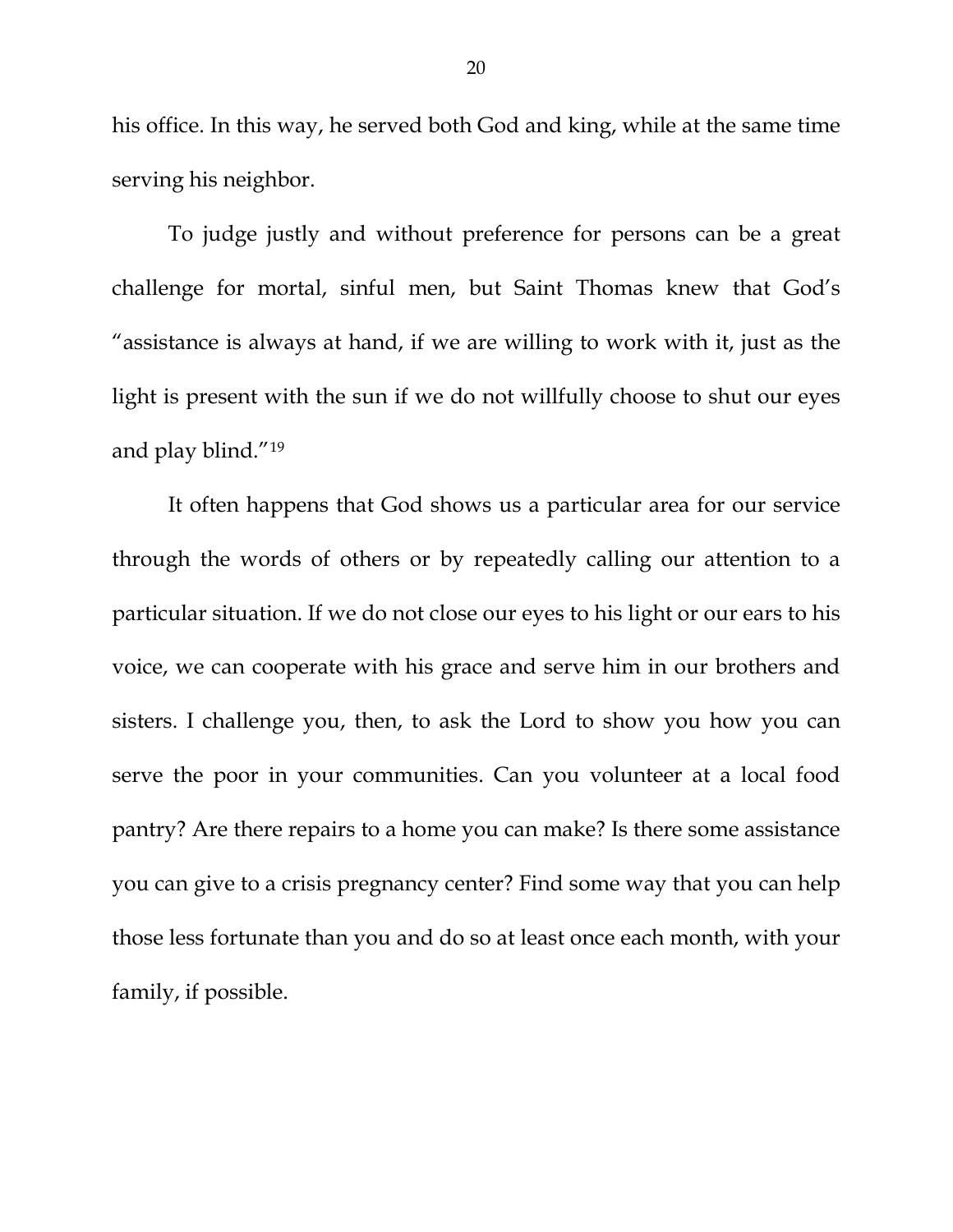his office. In this way, he served both God and king, while at the same time serving his neighbor.

To judge justly and without preference for persons can be a great challenge for mortal, sinful men, but Saint Thomas knew that God's "assistance is always at hand, if we are willing to work with it, just as the light is present with the sun if we do not willfully choose to shut our eyes and play blind."[19]

It often happens that God shows us a particular area for our service through the words of others or by repeatedly calling our attention to a particular situation. If we do not close our eyes to his light or our ears to his voice, we can cooperate with his grace and serve him in our brothers and sisters. I challenge you, then, to ask the Lord to show you how you can serve the poor in your communities. Can you volunteer at a local food pantry? Are there repairs to a home you can make? Is there some assistance you can give to a crisis pregnancy center? Find some way that you can help those less fortunate than you and do so at least once each month, with your family, if possible.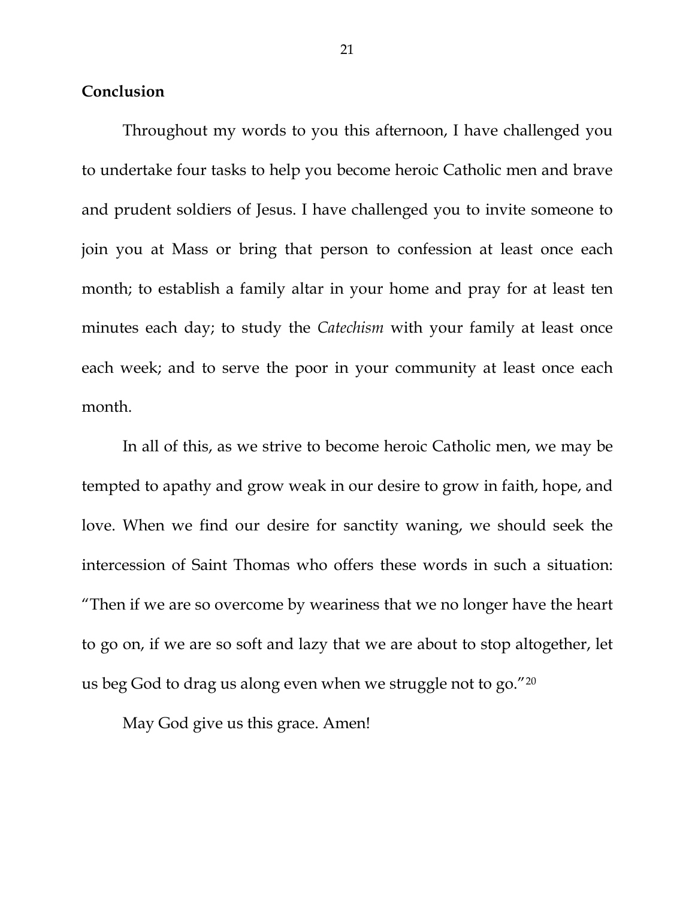**Conclusion**

Throughout my words to you this afternoon, I have challenged you to undertake four tasks to help you become heroic Catholic men and brave and prudent soldiers of Jesus. I have challenged you to invite someone to join you at Mass or bring that person to confession at least once each month; to establish a family altar in your home and pray for at least ten minutes each day; to study the *Catechism* with your family at least once each week; and to serve the poor in your community at least once each month.

In all of this, as we strive to become heroic Catholic men, we may be tempted to apathy and grow weak in our desire to grow in faith, hope, and love. When we find our desire for sanctity waning, we should seek the intercession of Saint Thomas who offers these words in such a situation: "Then if we are so overcome by weariness that we no longer have the heart to go on, if we are so soft and lazy that we are about to stop altogether, let us beg God to drag us along even when we struggle not to go."[20]

May God give us this grace. Amen!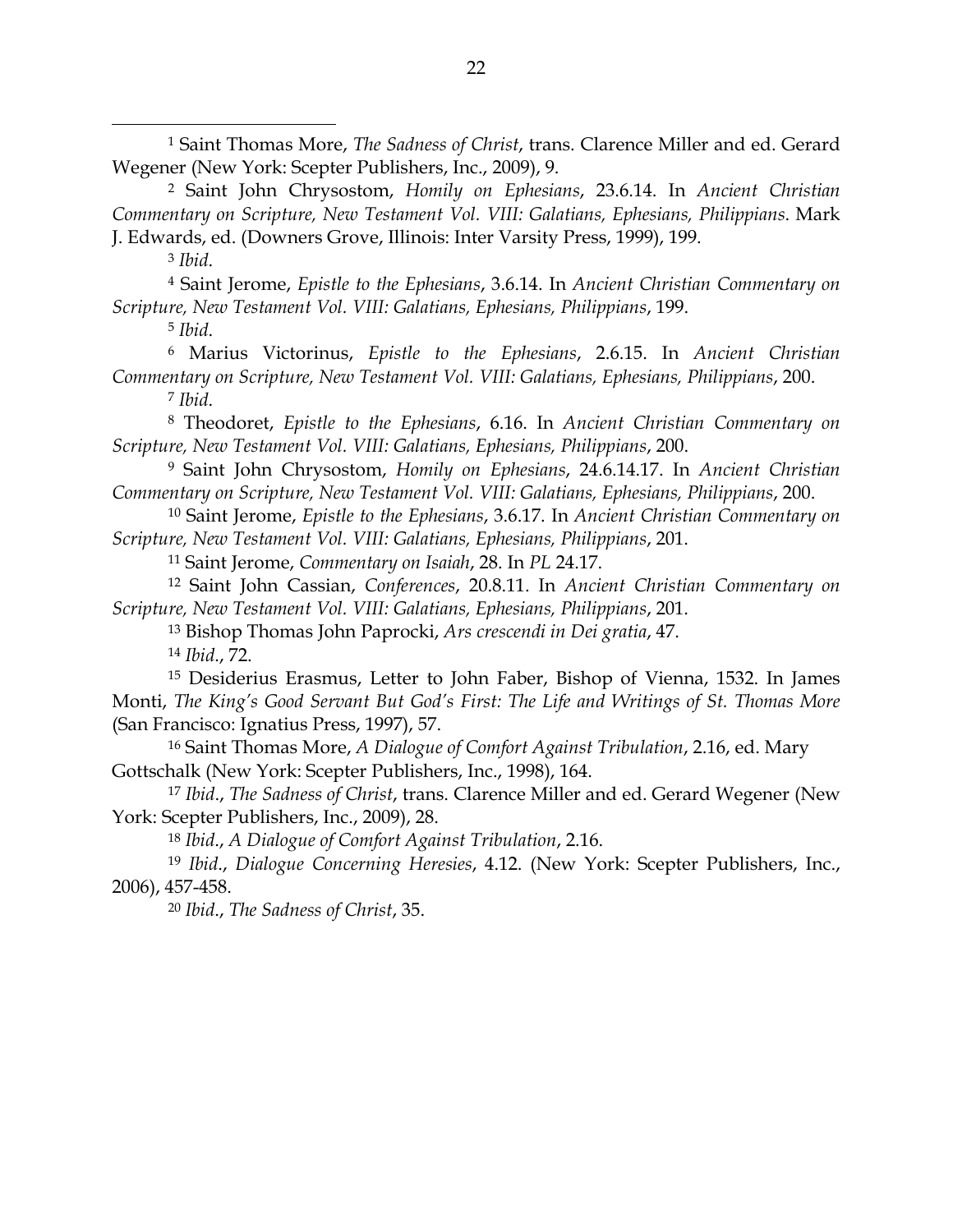[1] Saint Thomas More, *The Sadness of Christ*, trans. Clarence Miller and ed. Gerard Wegener (New York: Scepter Publishers, Inc., 2009), 9.

[2] Saint John Chrysostom, *Homily on Ephesians*, 23.6.14. In *Ancient Christian Commentary on Scripture, New Testament Vol. VIII: Galatians, Ephesians, Philippians*. Mark J. Edwards, ed. (Downers Grove, Illinois: Inter Varsity Press, 1999), 199.

[3] *Ibid*.

[4] Saint Jerome, *Epistle to the Ephesians*, 3.6.14. In *Ancient Christian Commentary on Scripture, New Testament Vol. VIII: Galatians, Ephesians, Philippians*, 199.

[5] *Ibid*.

[6] Marius Victorinus, *Epistle to the Ephesians*, 2.6.15. In *Ancient Christian Commentary on Scripture, New Testament Vol. VIII: Galatians, Ephesians, Philippians*, 200.

[7] *Ibid*.

[8] Theodoret, *Epistle to the Ephesians*, 6.16. In *Ancient Christian Commentary on Scripture, New Testament Vol. VIII: Galatians, Ephesians, Philippians*, 200.

[9] Saint John Chrysostom, *Homily on Ephesians*, 24.6.14.17. In *Ancient Christian Commentary on Scripture, New Testament Vol. VIII: Galatians, Ephesians, Philippians*, 200.

[10] Saint Jerome, *Epistle to the Ephesians*, 3.6.17. In *Ancient Christian Commentary on Scripture, New Testament Vol. VIII: Galatians, Ephesians, Philippians*, 201.

[11] Saint Jerome, *Commentary on Isaiah*, 28. In *PL* 24.17.

[12] Saint John Cassian, *Conferences*, 20.8.11. In *Ancient Christian Commentary on Scripture, New Testament Vol. VIII: Galatians, Ephesians, Philippians*, 201.

[13] Bishop Thomas John Paprocki, *Ars crescendi in Dei gratia*, 47.

[14] *Ibid*., 72.

[15] Desiderius Erasmus, Letter to John Faber, Bishop of Vienna, 1532. In James Monti, *The King's Good Servant But God's First: The Life and Writings of St. Thomas More* (San Francisco: Ignatius Press, 1997), 57.

[16] Saint Thomas More, *A Dialogue of Comfort Against Tribulation*, 2.16, ed. Mary Gottschalk (New York: Scepter Publishers, Inc., 1998), 164.

[17] *Ibid*., *The Sadness of Christ*, trans. Clarence Miller and ed. Gerard Wegener (New York: Scepter Publishers, Inc., 2009), 28.

[18] *Ibid*., *A Dialogue of Comfort Against Tribulation*, 2.16.

[19] *Ibid*., *Dialogue Concerning Heresies*, 4.12. (New York: Scepter Publishers, Inc., 2006), 457-458.

[20] *Ibid*., *The Sadness of Christ*, 35.